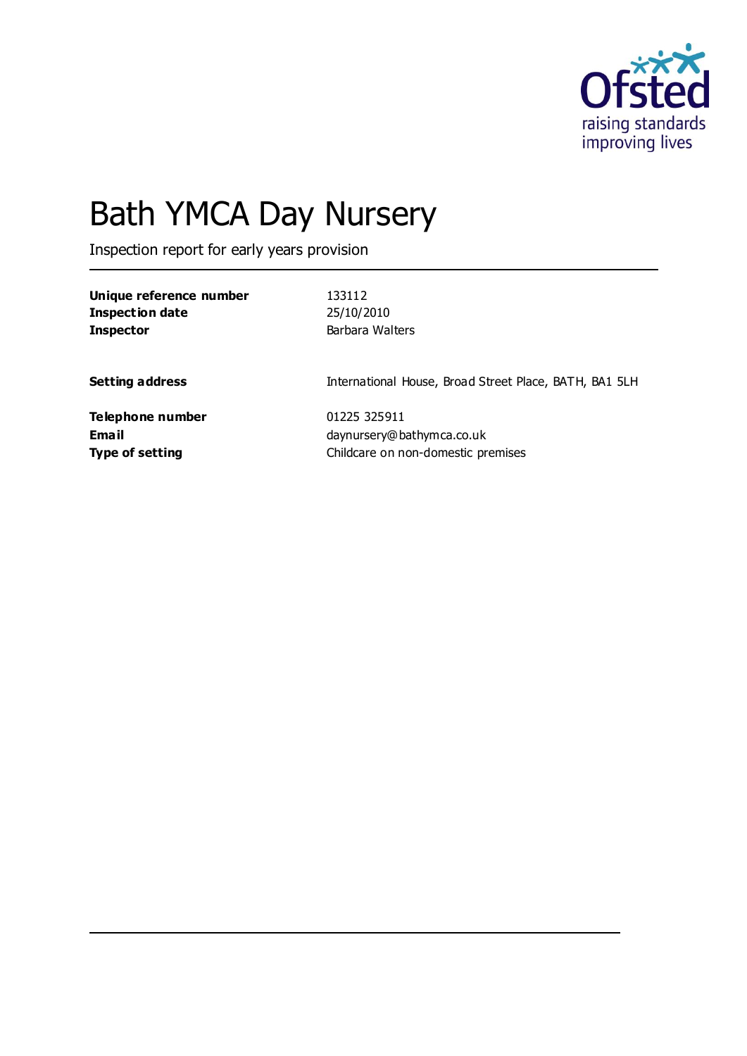# Bath YMCA Day Nursery

Inspection report for early years provision

| | |
|---|---|
| **Unique reference number** | 133112 |
| **Inspection date** | 25/10/2010 |
| **Inspector** | Barbara Walters |
| | |
| **Setting address** | International House, Broad Street Place, BATH, BA1 5LH |
| | |
| **Telephone number** | 01225 325911 |
| **Email** | daynursery@bathymca.co.uk |
| **Type of setting** | Childcare on non-domestic premises |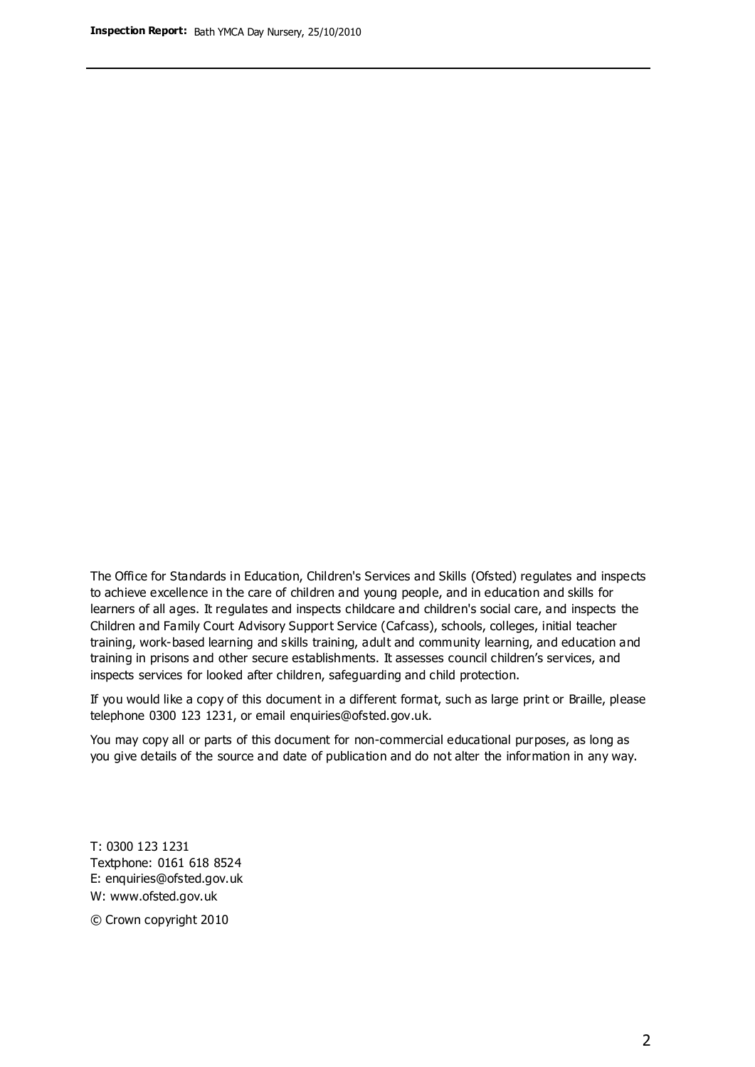The Office for Standards in Education, Children's Services and Skills (Ofsted) regulates and inspects to achieve excellence in the care of children and young people, and in education and skills for learners of all ages. It regulates and inspects childcare and children's social care, and inspects the Children and Family Court Advisory Support Service (Cafcass), schools, colleges, initial teacher training, work-based learning and skills training, adult and community learning, and education and training in prisons and other secure establishments. It assesses council children's services, and inspects services for looked after children, safeguarding and child protection.

If you would like a copy of this document in a different format, such as large print or Braille, please telephone 0300 123 1231, or email enquiries@ofsted.gov.uk.

You may copy all or parts of this document for non-commercial educational purposes, as long as you give details of the source and date of publication and do not alter the information in any way.

T: 0300 123 1231
Textphone: 0161 618 8524
E: enquiries@ofsted.gov.uk
W: www.ofsted.gov.uk

© Crown copyright 2010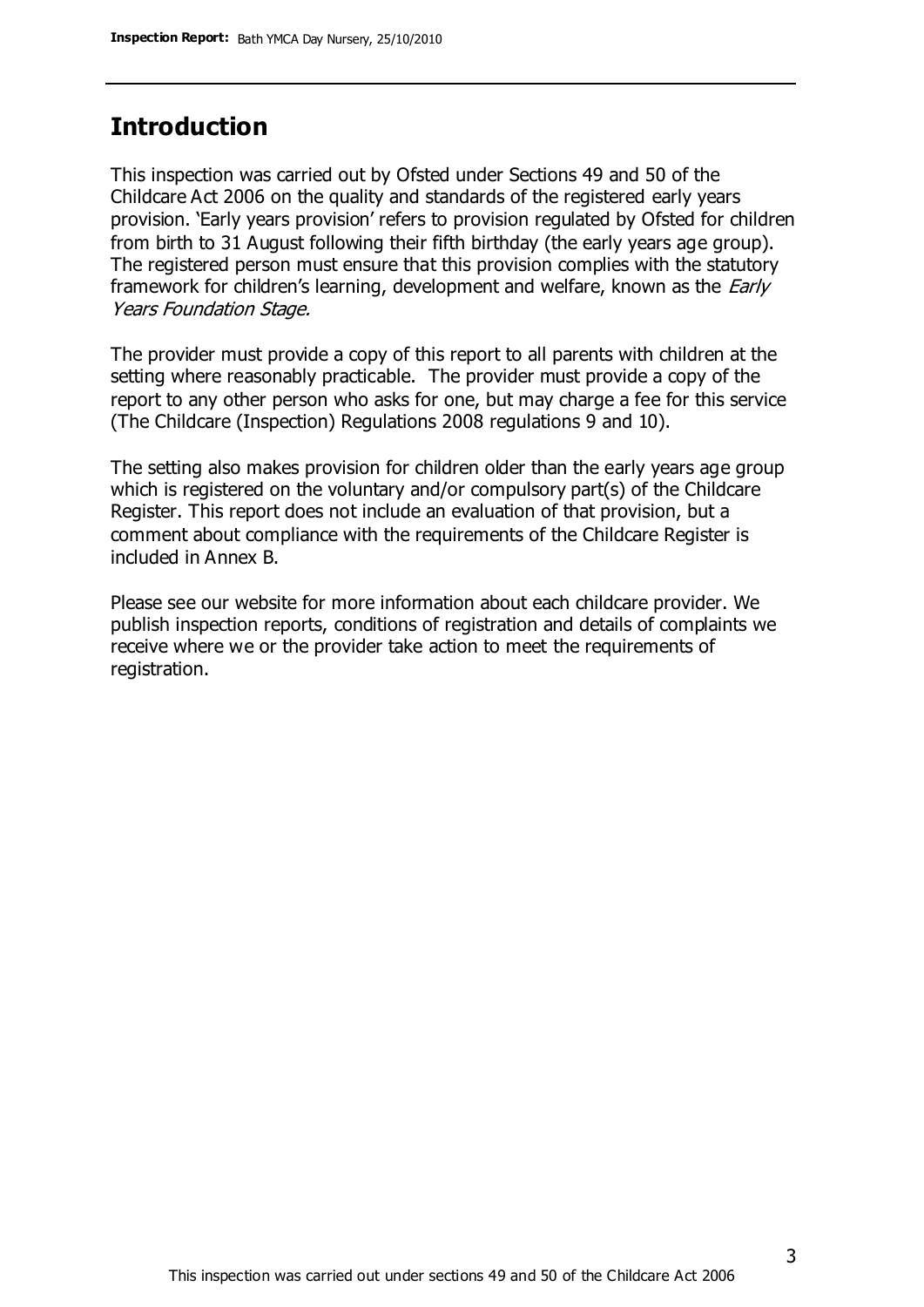## Introduction

This inspection was carried out by Ofsted under Sections 49 and 50 of the Childcare Act 2006 on the quality and standards of the registered early years provision. 'Early years provision' refers to provision regulated by Ofsted for children from birth to 31 August following their fifth birthday (the early years age group). The registered person must ensure that this provision complies with the statutory framework for children's learning, development and welfare, known as the *Early Years Foundation Stage*.

The provider must provide a copy of this report to all parents with children at the setting where reasonably practicable. The provider must provide a copy of the report to any other person who asks for one, but may charge a fee for this service (The Childcare (Inspection) Regulations 2008 regulations 9 and 10).

The setting also makes provision for children older than the early years age group which is registered on the voluntary and/or compulsory part(s) of the Childcare Register. This report does not include an evaluation of that provision, but a comment about compliance with the requirements of the Childcare Register is included in Annex B.

Please see our website for more information about each childcare provider. We publish inspection reports, conditions of registration and details of complaints we receive where we or the provider take action to meet the requirements of registration.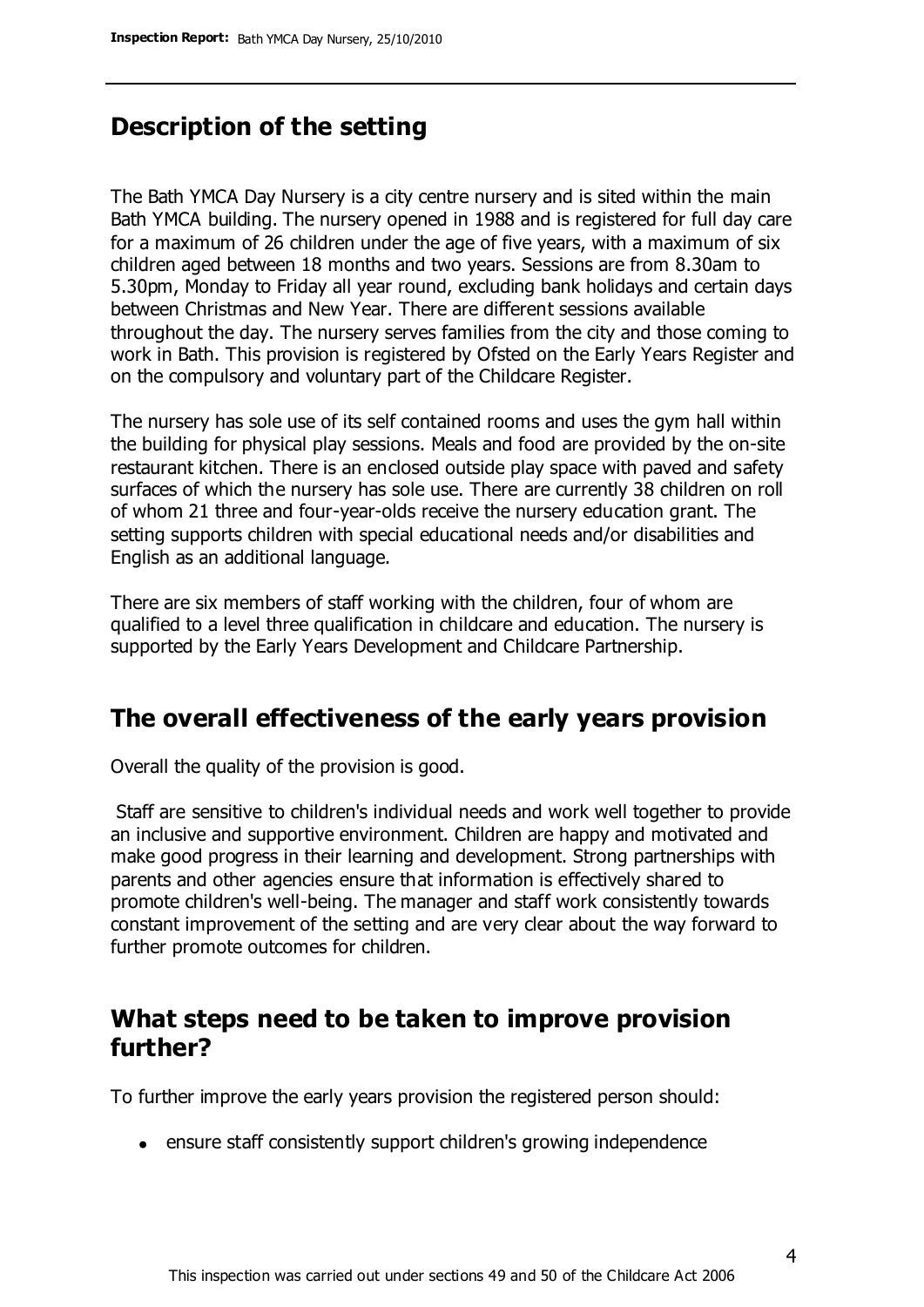## Description of the setting

The Bath YMCA Day Nursery is a city centre nursery and is sited within the main Bath YMCA building. The nursery opened in 1988 and is registered for full day care for a maximum of 26 children under the age of five years, with a maximum of six children aged between 18 months and two years. Sessions are from 8.30am to 5.30pm, Monday to Friday all year round, excluding bank holidays and certain days between Christmas and New Year. There are different sessions available throughout the day. The nursery serves families from the city and those coming to work in Bath. This provision is registered by Ofsted on the Early Years Register and on the compulsory and voluntary part of the Childcare Register.

The nursery has sole use of its self contained rooms and uses the gym hall within the building for physical play sessions. Meals and food are provided by the on-site restaurant kitchen. There is an enclosed outside play space with paved and safety surfaces of which the nursery has sole use. There are currently 38 children on roll of whom 21 three and four-year-olds receive the nursery education grant. The setting supports children with special educational needs and/or disabilities and English as an additional language.

There are six members of staff working with the children, four of whom are qualified to a level three qualification in childcare and education. The nursery is supported by the Early Years Development and Childcare Partnership.

## The overall effectiveness of the early years provision

Overall the quality of the provision is good.

Staff are sensitive to children's individual needs and work well together to provide an inclusive and supportive environment. Children are happy and motivated and make good progress in their learning and development. Strong partnerships with parents and other agencies ensure that information is effectively shared to promote children's well-being. The manager and staff work consistently towards constant improvement of the setting and are very clear about the way forward to further promote outcomes for children.

## What steps need to be taken to improve provision further?

To further improve the early years provision the registered person should:

- ensure staff consistently support children's growing independence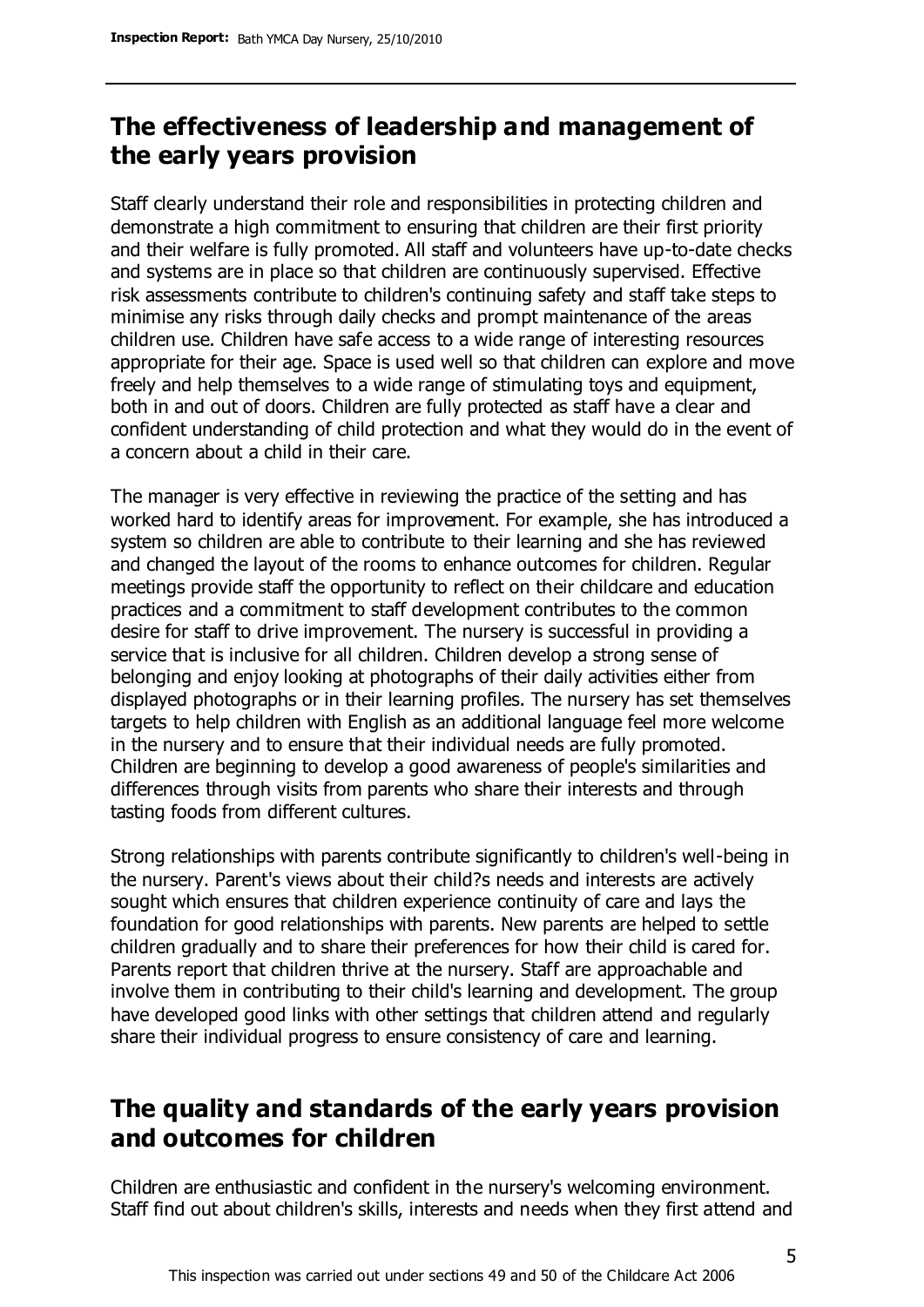## The effectiveness of leadership and management of the early years provision

Staff clearly understand their role and responsibilities in protecting children and demonstrate a high commitment to ensuring that children are their first priority and their welfare is fully promoted. All staff and volunteers have up-to-date checks and systems are in place so that children are continuously supervised. Effective risk assessments contribute to children's continuing safety and staff take steps to minimise any risks through daily checks and prompt maintenance of the areas children use. Children have safe access to a wide range of interesting resources appropriate for their age. Space is used well so that children can explore and move freely and help themselves to a wide range of stimulating toys and equipment, both in and out of doors. Children are fully protected as staff have a clear and confident understanding of child protection and what they would do in the event of a concern about a child in their care.

The manager is very effective in reviewing the practice of the setting and has worked hard to identify areas for improvement. For example, she has introduced a system so children are able to contribute to their learning and she has reviewed and changed the layout of the rooms to enhance outcomes for children. Regular meetings provide staff the opportunity to reflect on their childcare and education practices and a commitment to staff development contributes to the common desire for staff to drive improvement. The nursery is successful in providing a service that is inclusive for all children. Children develop a strong sense of belonging and enjoy looking at photographs of their daily activities either from displayed photographs or in their learning profiles. The nursery has set themselves targets to help children with English as an additional language feel more welcome in the nursery and to ensure that their individual needs are fully promoted. Children are beginning to develop a good awareness of people's similarities and differences through visits from parents who share their interests and through tasting foods from different cultures.

Strong relationships with parents contribute significantly to children's well-being in the nursery. Parent's views about their child?s needs and interests are actively sought which ensures that children experience continuity of care and lays the foundation for good relationships with parents. New parents are helped to settle children gradually and to share their preferences for how their child is cared for. Parents report that children thrive at the nursery. Staff are approachable and involve them in contributing to their child's learning and development. The group have developed good links with other settings that children attend and regularly share their individual progress to ensure consistency of care and learning.

## The quality and standards of the early years provision and outcomes for children

Children are enthusiastic and confident in the nursery's welcoming environment. Staff find out about children's skills, interests and needs when they first attend and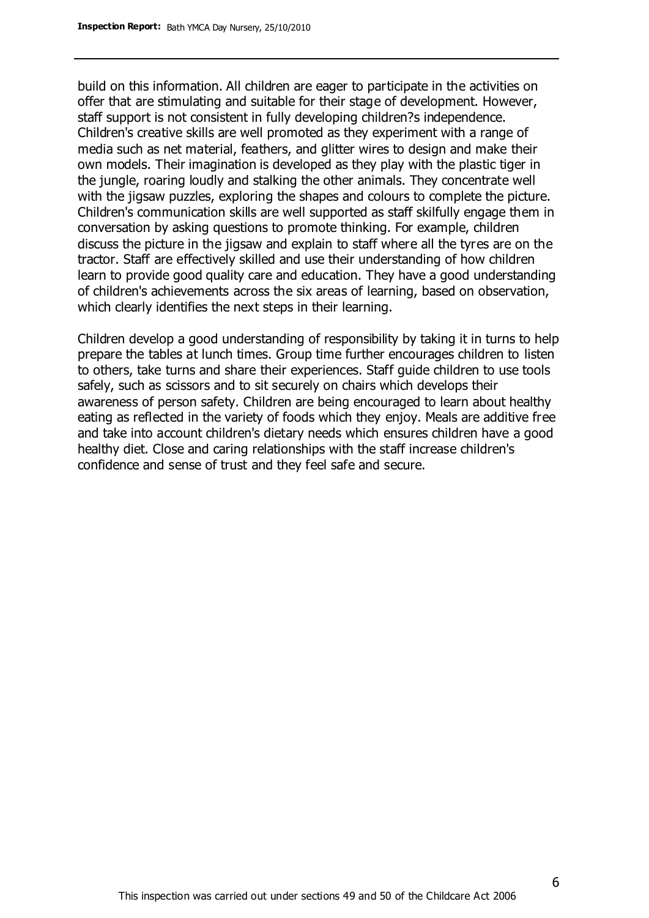build on this information. All children are eager to participate in the activities on offer that are stimulating and suitable for their stage of development. However, staff support is not consistent in fully developing children?s independence. Children's creative skills are well promoted as they experiment with a range of media such as net material, feathers, and glitter wires to design and make their own models. Their imagination is developed as they play with the plastic tiger in the jungle, roaring loudly and stalking the other animals. They concentrate well with the jigsaw puzzles, exploring the shapes and colours to complete the picture. Children's communication skills are well supported as staff skilfully engage them in conversation by asking questions to promote thinking. For example, children discuss the picture in the jigsaw and explain to staff where all the tyres are on the tractor. Staff are effectively skilled and use their understanding of how children learn to provide good quality care and education. They have a good understanding of children's achievements across the six areas of learning, based on observation, which clearly identifies the next steps in their learning.

Children develop a good understanding of responsibility by taking it in turns to help prepare the tables at lunch times. Group time further encourages children to listen to others, take turns and share their experiences. Staff guide children to use tools safely, such as scissors and to sit securely on chairs which develops their awareness of person safety. Children are being encouraged to learn about healthy eating as reflected in the variety of foods which they enjoy. Meals are additive free and take into account children's dietary needs which ensures children have a good healthy diet. Close and caring relationships with the staff increase children's confidence and sense of trust and they feel safe and secure.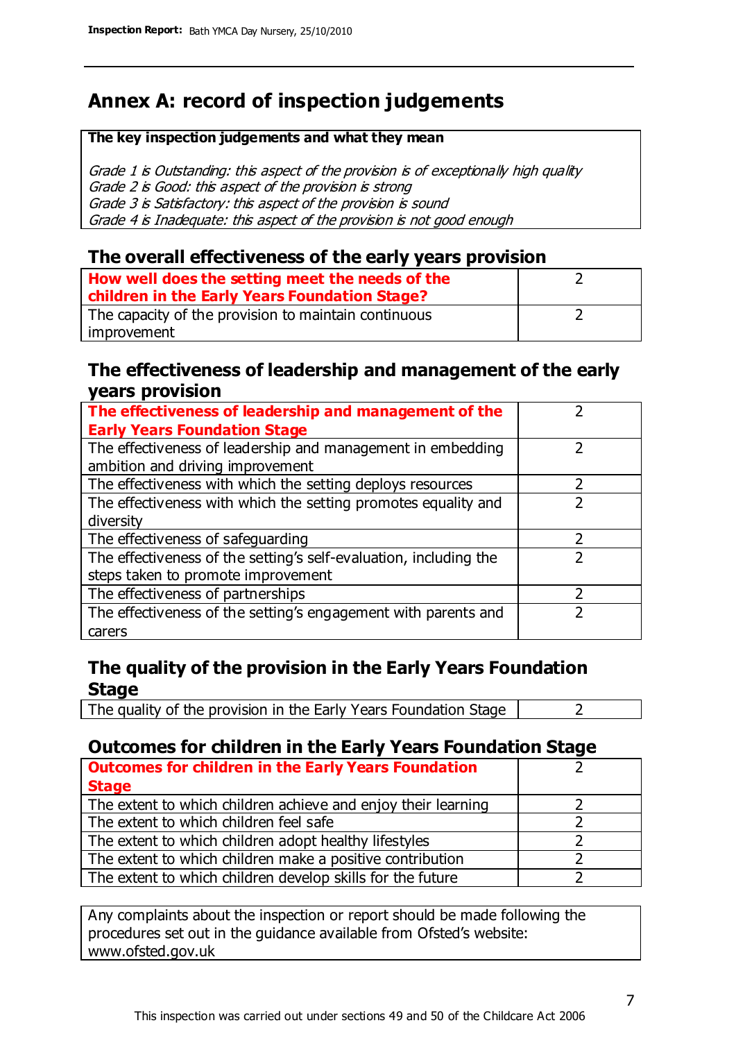# Annex A: record of inspection judgements

**The key inspection judgements and what they mean**

*Grade 1 is Outstanding: this aspect of the provision is of exceptionally high quality*
*Grade 2 is Good: this aspect of the provision is strong*
*Grade 3 is Satisfactory: this aspect of the provision is sound*
*Grade 4 is Inadequate: this aspect of the provision is not good enough*

## The overall effectiveness of the early years provision

| | |
|---|---|
| **How well does the setting meet the needs of the children in the Early Years Foundation Stage?** | 2 |
| The capacity of the provision to maintain continuous improvement | 2 |

## The effectiveness of leadership and management of the early years provision

| | |
|---|---|
| **The effectiveness of leadership and management of the Early Years Foundation Stage** | 2 |
| The effectiveness of leadership and management in embedding ambition and driving improvement | 2 |
| The effectiveness with which the setting deploys resources | 2 |
| The effectiveness with which the setting promotes equality and diversity | 2 |
| The effectiveness of safeguarding | 2 |
| The effectiveness of the setting's self-evaluation, including the steps taken to promote improvement | 2 |
| The effectiveness of partnerships | 2 |
| The effectiveness of the setting's engagement with parents and carers | 2 |

## The quality of the provision in the Early Years Foundation Stage

| | |
|---|---|
| The quality of the provision in the Early Years Foundation Stage | 2 |

## Outcomes for children in the Early Years Foundation Stage

| | |
|---|---|
| **Outcomes for children in the Early Years Foundation Stage** | 2 |
| The extent to which children achieve and enjoy their learning | 2 |
| The extent to which children feel safe | 2 |
| The extent to which children adopt healthy lifestyles | 2 |
| The extent to which children make a positive contribution | 2 |
| The extent to which children develop skills for the future | 2 |

Any complaints about the inspection or report should be made following the procedures set out in the guidance available from Ofsted's website: www.ofsted.gov.uk

This inspection was carried out under sections 49 and 50 of the Childcare Act 2006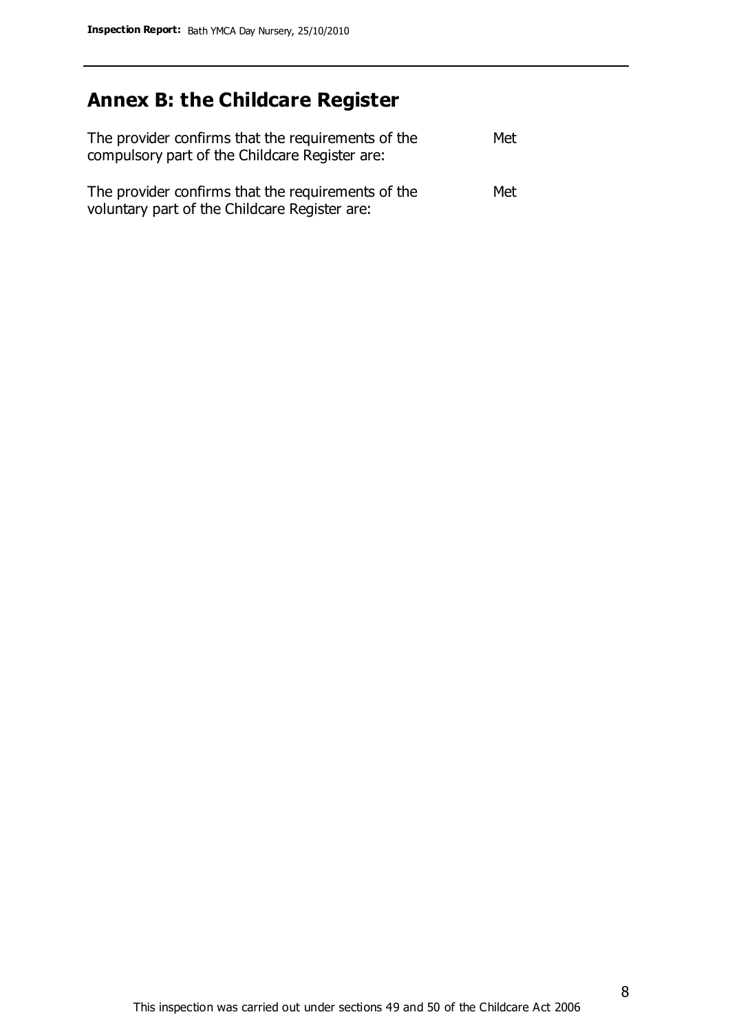## Annex B: the Childcare Register

| | |
|---|---|
| The provider confirms that the requirements of the compulsory part of the Childcare Register are: | Met |
| The provider confirms that the requirements of the voluntary part of the Childcare Register are: | Met |

This inspection was carried out under sections 49 and 50 of the Childcare Act 2006